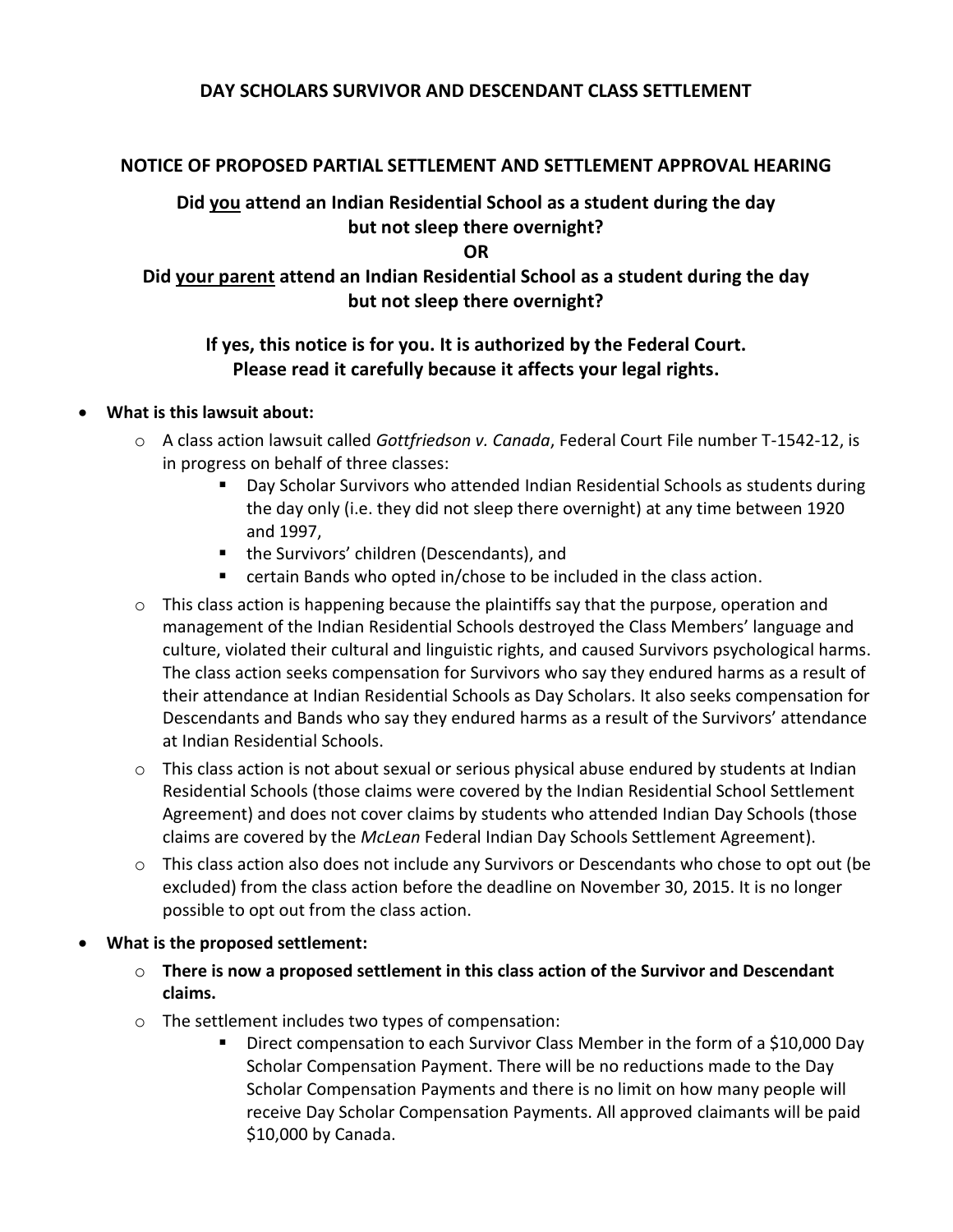# DAY SCHOLARS SURVIVOR AND DESCENDANT CLASS SETTLEMENT

## NOTICE OF PROPOSED PARTIAL SETTLEMENT AND SETTLEMENT APPROVAL HEARING

**Did you attend an Indian Residential School as a student during the day but not sleep there overnight?**

**OR**

**Did your parent attend an Indian Residential School as a student during the day but not sleep there overnight?**

**If yes, this notice is for you. It is authorized by the Federal Court. Please read it carefully because it affects your legal rights.**

- **What is this lawsuit about:**
  - A class action lawsuit called *Gottfriedson v. Canada*, Federal Court File number T-1542-12, is in progress on behalf of three classes:
    - Day Scholar Survivors who attended Indian Residential Schools as students during the day only (i.e. they did not sleep there overnight) at any time between 1920 and 1997,
    - the Survivors' children (Descendants), and
    - certain Bands who opted in/chose to be included in the class action.
  - This class action is happening because the plaintiffs say that the purpose, operation and management of the Indian Residential Schools destroyed the Class Members' language and culture, violated their cultural and linguistic rights, and caused Survivors psychological harms. The class action seeks compensation for Survivors who say they endured harms as a result of their attendance at Indian Residential Schools as Day Scholars. It also seeks compensation for Descendants and Bands who say they endured harms as a result of the Survivors' attendance at Indian Residential Schools.
  - This class action is not about sexual or serious physical abuse endured by students at Indian Residential Schools (those claims were covered by the Indian Residential School Settlement Agreement) and does not cover claims by students who attended Indian Day Schools (those claims are covered by the *McLean* Federal Indian Day Schools Settlement Agreement).
  - This class action also does not include any Survivors or Descendants who chose to opt out (be excluded) from the class action before the deadline on November 30, 2015. It is no longer possible to opt out from the class action.
- **What is the proposed settlement:**
  - **There is now a proposed settlement in this class action of the Survivor and Descendant claims.**
  - The settlement includes two types of compensation:
    - Direct compensation to each Survivor Class Member in the form of a $10,000 Day Scholar Compensation Payment. There will be no reductions made to the Day Scholar Compensation Payments and there is no limit on how many people will receive Day Scholar Compensation Payments. All approved claimants will be paid $10,000 by Canada.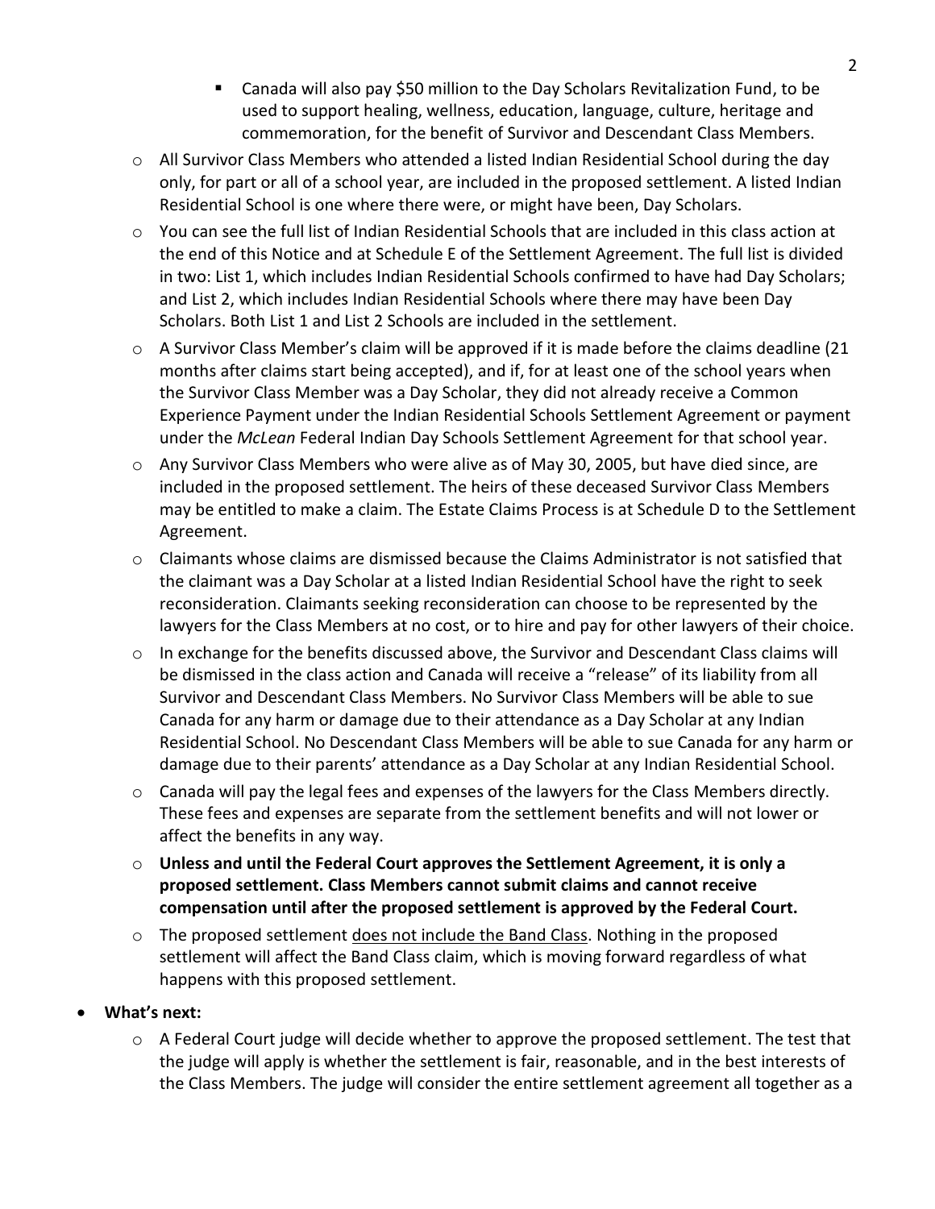- Canada will also pay $50 million to the Day Scholars Revitalization Fund, to be used to support healing, wellness, education, language, culture, heritage and commemoration, for the benefit of Survivor and Descendant Class Members.
  - All Survivor Class Members who attended a listed Indian Residential School during the day only, for part or all of a school year, are included in the proposed settlement. A listed Indian Residential School is one where there were, or might have been, Day Scholars.
  - You can see the full list of Indian Residential Schools that are included in this class action at the end of this Notice and at Schedule E of the Settlement Agreement. The full list is divided in two: List 1, which includes Indian Residential Schools confirmed to have had Day Scholars; and List 2, which includes Indian Residential Schools where there may have been Day Scholars. Both List 1 and List 2 Schools are included in the settlement.
  - A Survivor Class Member's claim will be approved if it is made before the claims deadline (21 months after claims start being accepted), and if, for at least one of the school years when the Survivor Class Member was a Day Scholar, they did not already receive a Common Experience Payment under the Indian Residential Schools Settlement Agreement or payment under the *McLean* Federal Indian Day Schools Settlement Agreement for that school year.
  - Any Survivor Class Members who were alive as of May 30, 2005, but have died since, are included in the proposed settlement. The heirs of these deceased Survivor Class Members may be entitled to make a claim. The Estate Claims Process is at Schedule D to the Settlement Agreement.
  - Claimants whose claims are dismissed because the Claims Administrator is not satisfied that the claimant was a Day Scholar at a listed Indian Residential School have the right to seek reconsideration. Claimants seeking reconsideration can choose to be represented by the lawyers for the Class Members at no cost, or to hire and pay for other lawyers of their choice.
  - In exchange for the benefits discussed above, the Survivor and Descendant Class claims will be dismissed in the class action and Canada will receive a "release" of its liability from all Survivor and Descendant Class Members. No Survivor Class Members will be able to sue Canada for any harm or damage due to their attendance as a Day Scholar at any Indian Residential School. No Descendant Class Members will be able to sue Canada for any harm or damage due to their parents' attendance as a Day Scholar at any Indian Residential School.
  - Canada will pay the legal fees and expenses of the lawyers for the Class Members directly. These fees and expenses are separate from the settlement benefits and will not lower or affect the benefits in any way.
  - **Unless and until the Federal Court approves the Settlement Agreement, it is only a proposed settlement. Class Members cannot submit claims and cannot receive compensation until after the proposed settlement is approved by the Federal Court.**
  - The proposed settlement <u>does not include the Band Class</u>. Nothing in the proposed settlement will affect the Band Class claim, which is moving forward regardless of what happens with this proposed settlement.

- **What's next:**
  - A Federal Court judge will decide whether to approve the proposed settlement. The test that the judge will apply is whether the settlement is fair, reasonable, and in the best interests of the Class Members. The judge will consider the entire settlement agreement all together as a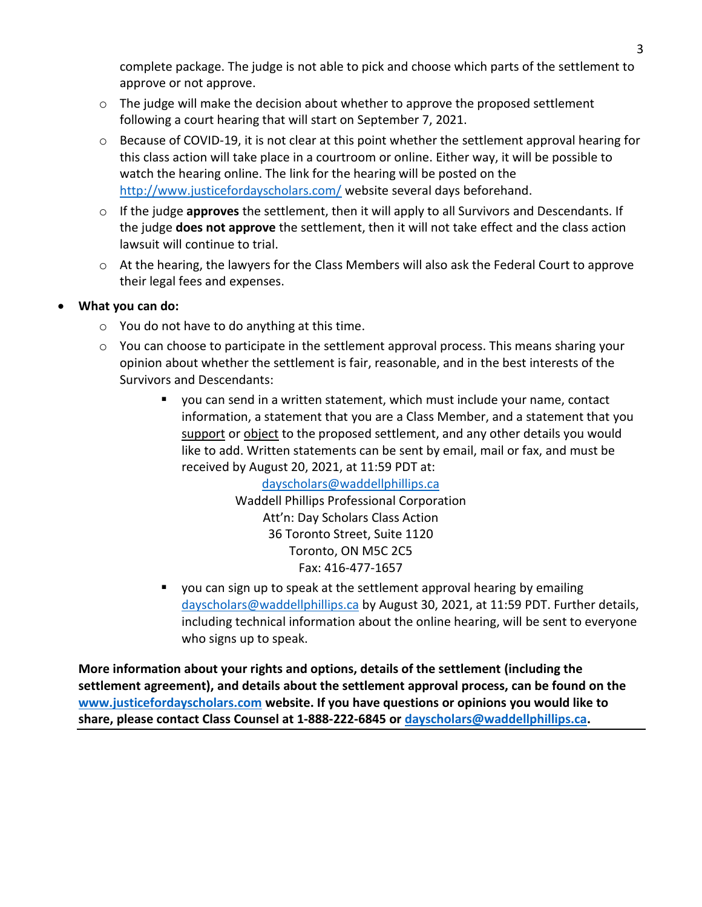complete package. The judge is not able to pick and choose which parts of the settlement to approve or not approve.
  - The judge will make the decision about whether to approve the proposed settlement following a court hearing that will start on September 7, 2021.
  - Because of COVID-19, it is not clear at this point whether the settlement approval hearing for this class action will take place in a courtroom or online. Either way, it will be possible to watch the hearing online. The link for the hearing will be posted on the [http://www.justicefordayscholars.com/](http://www.justicefordayscholars.com/) website several days beforehand.
  - If the judge **approves** the settlement, then it will apply to all Survivors and Descendants. If the judge **does not approve** the settlement, then it will not take effect and the class action lawsuit will continue to trial.
  - At the hearing, the lawyers for the Class Members will also ask the Federal Court to approve their legal fees and expenses.

- **What you can do:**
  - You do not have to do anything at this time.
  - You can choose to participate in the settlement approval process. This means sharing your opinion about whether the settlement is fair, reasonable, and in the best interests of the Survivors and Descendants:
    - you can send in a written statement, which must include your name, contact information, a statement that you are a Class Member, and a statement that you support or object to the proposed settlement, and any other details you would like to add. Written statements can be sent by email, mail or fax, and must be received by August 20, 2021, at 11:59 PDT at:

      dayscholars@waddellphillips.ca
      Waddell Phillips Professional Corporation
      Att'n: Day Scholars Class Action
      36 Toronto Street, Suite 1120
      Toronto, ON M5C 2C5
      Fax: 416-477-1657

    - you can sign up to speak at the settlement approval hearing by emailing dayscholars@waddellphillips.ca by August 30, 2021, at 11:59 PDT. Further details, including technical information about the online hearing, will be sent to everyone who signs up to speak.

**More information about your rights and options, details of the settlement (including the settlement agreement), and details about the settlement approval process, can be found on the [www.justicefordayscholars.com](http://www.justicefordayscholars.com) website. If you have questions or opinions you would like to share, please contact Class Counsel at 1-888-222-6845 or dayscholars@waddellphillips.ca.**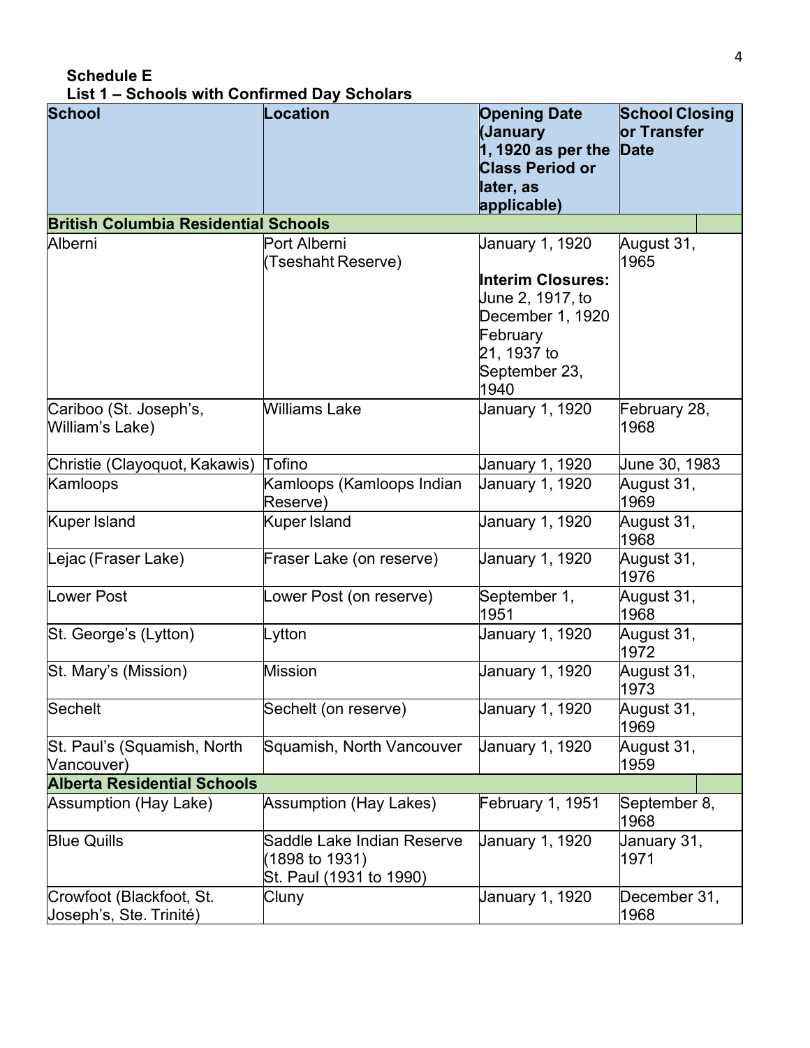**Schedule E**
**List 1 – Schools with Confirmed Day Scholars**

| School | Location | Opening Date (January 1, 1920 as per the Class Period or later, as applicable) | School Closing or Transfer Date |
|---|---|---|---|
| **British Columbia Residential Schools** | | | |
| Alberni | Port Alberni (Tseshaht Reserve) | January 1, 1920<br><br>**Interim Closures:**<br>June 2, 1917, to December 1, 1920<br>February 21, 1937 to September 23, 1940 | August 31, 1965 |
| Cariboo (St. Joseph's, William's Lake) | Williams Lake | January 1, 1920 | February 28, 1968 |
| Christie (Clayoquot, Kakawis) | Tofino | January 1, 1920 | June 30, 1983 |
| Kamloops | Kamloops (Kamloops Indian Reserve) | January 1, 1920 | August 31, 1969 |
| Kuper Island | Kuper Island | January 1, 1920 | August 31, 1968 |
| Lejac (Fraser Lake) | Fraser Lake (on reserve) | January 1, 1920 | August 31, 1976 |
| Lower Post | Lower Post (on reserve) | September 1, 1951 | August 31, 1968 |
| St. George's (Lytton) | Lytton | January 1, 1920 | August 31, 1972 |
| St. Mary's (Mission) | Mission | January 1, 1920 | August 31, 1973 |
| Sechelt | Sechelt (on reserve) | January 1, 1920 | August 31, 1969 |
| St. Paul's (Squamish, North Vancouver) | Squamish, North Vancouver | January 1, 1920 | August 31, 1959 |
| **Alberta Residential Schools** | | | |
| Assumption (Hay Lake) | Assumption (Hay Lakes) | February 1, 1951 | September 8, 1968 |
| Blue Quills | Saddle Lake Indian Reserve (1898 to 1931)<br>St. Paul (1931 to 1990) | January 1, 1920 | January 31, 1971 |
| Crowfoot (Blackfoot, St. Joseph's, Ste. Trinité) | Cluny | January 1, 1920 | December 31, 1968 |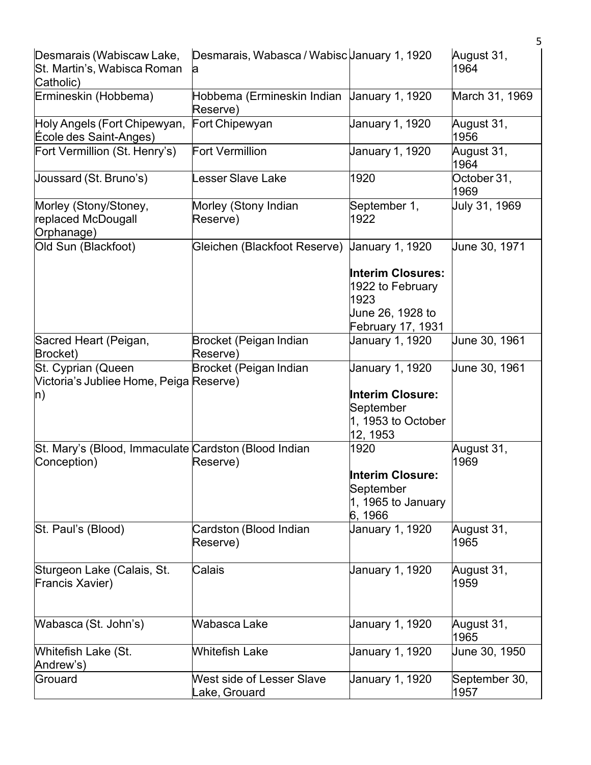| Desmarais (Wabiscaw Lake, St. Martin's, Wabisca Roman Catholic) | Desmarais, Wabasca / Wabisca | January 1, 1920 | August 31, 1964 |
|---|---|---|---|
| Ermineskin (Hobbema) | Hobbema (Ermineskin Indian Reserve) | January 1, 1920 | March 31, 1969 |
| Holy Angels (Fort Chipewyan, École des Saint-Anges) | Fort Chipewyan | January 1, 1920 | August 31, 1956 |
| Fort Vermillion (St. Henry's) | Fort Vermillion | January 1, 1920 | August 31, 1964 |
| Joussard (St. Bruno's) | Lesser Slave Lake | 1920 | October 31, 1969 |
| Morley (Stony/Stoney, replaced McDougall Orphanage) | Morley (Stony Indian Reserve) | September 1, 1922 | July 31, 1969 |
| Old Sun (Blackfoot) | Gleichen (Blackfoot Reserve) | January 1, 1920<br><br>**Interim Closures:**<br>1922 to February 1923<br>June 26, 1928 to February 17, 1931 | June 30, 1971 |
| Sacred Heart (Peigan, Brocket) | Brocket (Peigan Indian Reserve) | January 1, 1920 | June 30, 1961 |
| St. Cyprian (Queen Victoria's Jubliee Home, Peigan) | Brocket (Peigan Indian Reserve) | January 1, 1920<br><br>**Interim Closure:**<br>September 1, 1953 to October 12, 1953 | June 30, 1961 |
| St. Mary's (Blood, Immaculate Conception) | Cardston (Blood Indian Reserve) | 1920<br><br>**Interim Closure:**<br>September 1, 1965 to January 6, 1966 | August 31, 1969 |
| St. Paul's (Blood) | Cardston (Blood Indian Reserve) | January 1, 1920 | August 31, 1965 |
| Sturgeon Lake (Calais, St. Francis Xavier) | Calais | January 1, 1920 | August 31, 1959 |
| Wabasca (St. John's) | Wabasca Lake | January 1, 1920 | August 31, 1965 |
| Whitefish Lake (St. Andrew's) | Whitefish Lake | January 1, 1920 | June 30, 1950 |
| Grouard | West side of Lesser Slave Lake, Grouard | January 1, 1920 | September 30, 1957 |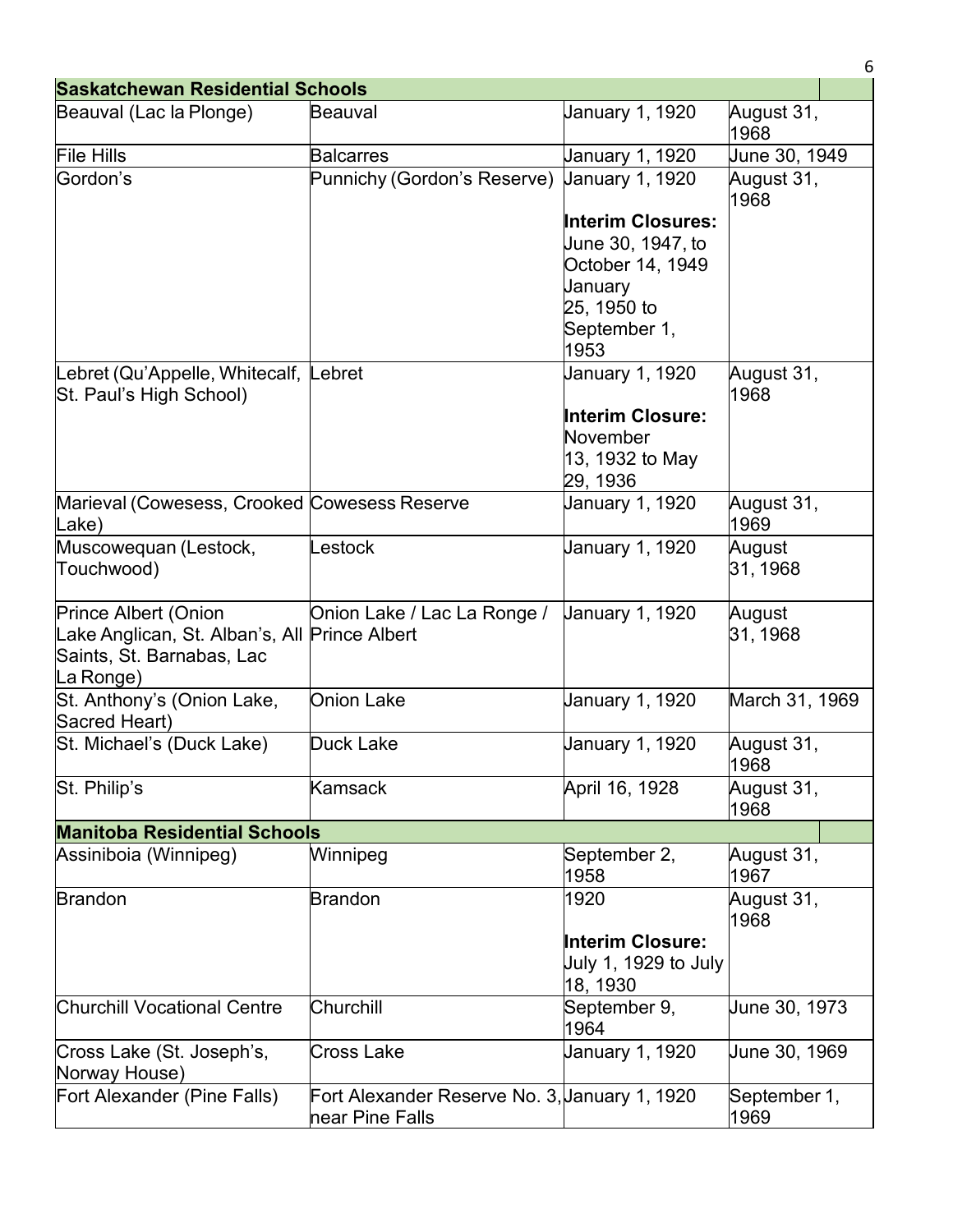| Saskatchewan Residential Schools | | | |
|---|---|---|---|
| Beauval (Lac la Plonge) | Beauval | January 1, 1920 | August 31, 1968 |
| File Hills | Balcarres | January 1, 1920 | June 30, 1949 |
| Gordon's | Punnichy (Gordon's Reserve) | January 1, 1920<br><br>**Interim Closures:** June 30, 1947, to October 14, 1949 January 25, 1950 to September 1, 1953 | August 31, 1968 |
| Lebret (Qu'Appelle, Whitecalf, St. Paul's High School) | Lebret | January 1, 1920<br><br>**Interim Closure:** November 13, 1932 to May 29, 1936 | August 31, 1968 |
| Marieval (Cowesess, Crooked Lake) | Cowesess Reserve | January 1, 1920 | August 31, 1969 |
| Muscowequan (Lestock, Touchwood) | Lestock | January 1, 1920 | August 31, 1968 |
| Prince Albert (Onion Lake Anglican, St. Alban's, All Saints, St. Barnabas, Lac La Ronge) | Onion Lake / Lac La Ronge / Prince Albert | January 1, 1920 | August 31, 1968 |
| St. Anthony's (Onion Lake, Sacred Heart) | Onion Lake | January 1, 1920 | March 31, 1969 |
| St. Michael's (Duck Lake) | Duck Lake | January 1, 1920 | August 31, 1968 |
| St. Philip's | Kamsack | April 16, 1928 | August 31, 1968 |
| **Manitoba Residential Schools** | | | |
| Assiniboia (Winnipeg) | Winnipeg | September 2, 1958 | August 31, 1967 |
| Brandon | Brandon | 1920<br><br>**Interim Closure:** July 1, 1929 to July 18, 1930 | August 31, 1968 |
| Churchill Vocational Centre | Churchill | September 9, 1964 | June 30, 1973 |
| Cross Lake (St. Joseph's, Norway House) | Cross Lake | January 1, 1920 | June 30, 1969 |
| Fort Alexander (Pine Falls) | Fort Alexander Reserve No. 3, near Pine Falls | January 1, 1920 | September 1, 1969 |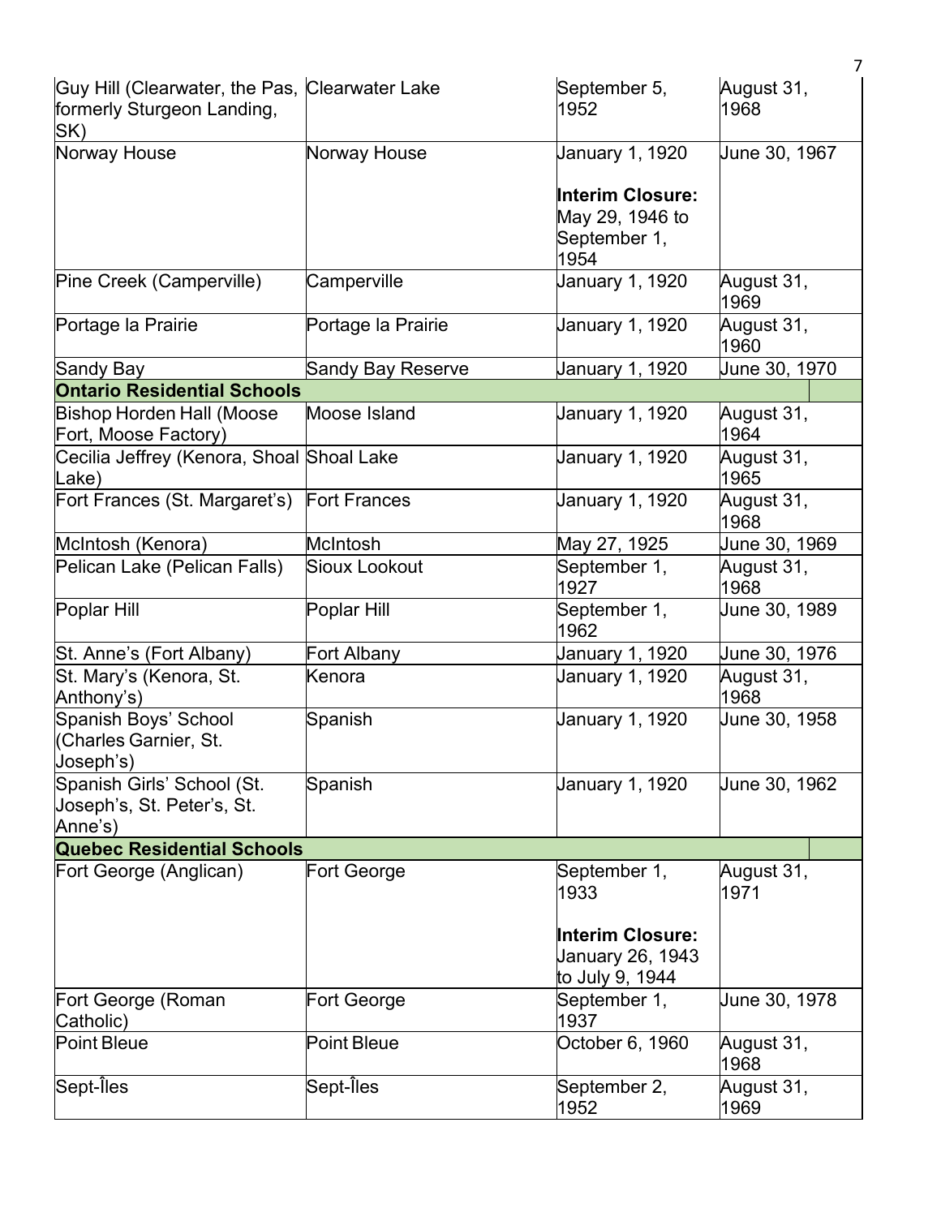| | | | |
|---|---|---|---|
| Guy Hill (Clearwater, the Pas, formerly Sturgeon Landing, SK) | Clearwater Lake | September 5, 1952 | August 31, 1968 |
| Norway House | Norway House | January 1, 1920<br><br>**Interim Closure:** May 29, 1946 to September 1, 1954 | June 30, 1967 |
| Pine Creek (Camperville) | Camperville | January 1, 1920 | August 31, 1969 |
| Portage la Prairie | Portage la Prairie | January 1, 1920 | August 31, 1960 |
| Sandy Bay | Sandy Bay Reserve | January 1, 1920 | June 30, 1970 |
| **Ontario Residential Schools** | | | |
| Bishop Horden Hall (Moose Fort, Moose Factory) | Moose Island | January 1, 1920 | August 31, 1964 |
| Cecilia Jeffrey (Kenora, Shoal Lake) | Shoal Lake | January 1, 1920 | August 31, 1965 |
| Fort Frances (St. Margaret's) | Fort Frances | January 1, 1920 | August 31, 1968 |
| McIntosh (Kenora) | McIntosh | May 27, 1925 | June 30, 1969 |
| Pelican Lake (Pelican Falls) | Sioux Lookout | September 1, 1927 | August 31, 1968 |
| Poplar Hill | Poplar Hill | September 1, 1962 | June 30, 1989 |
| St. Anne's (Fort Albany) | Fort Albany | January 1, 1920 | June 30, 1976 |
| St. Mary's (Kenora, St. Anthony's) | Kenora | January 1, 1920 | August 31, 1968 |
| Spanish Boys' School (Charles Garnier, St. Joseph's) | Spanish | January 1, 1920 | June 30, 1958 |
| Spanish Girls' School (St. Joseph's, St. Peter's, St. Anne's) | Spanish | January 1, 1920 | June 30, 1962 |
| **Quebec Residential Schools** | | | |
| Fort George (Anglican) | Fort George | September 1, 1933<br><br>**Interim Closure:** January 26, 1943 to July 9, 1944 | August 31, 1971 |
| Fort George (Roman Catholic) | Fort George | September 1, 1937 | June 30, 1978 |
| Point Bleue | Point Bleue | October 6, 1960 | August 31, 1968 |
| Sept-Îles | Sept-Îles | September 2, 1952 | August 31, 1969 |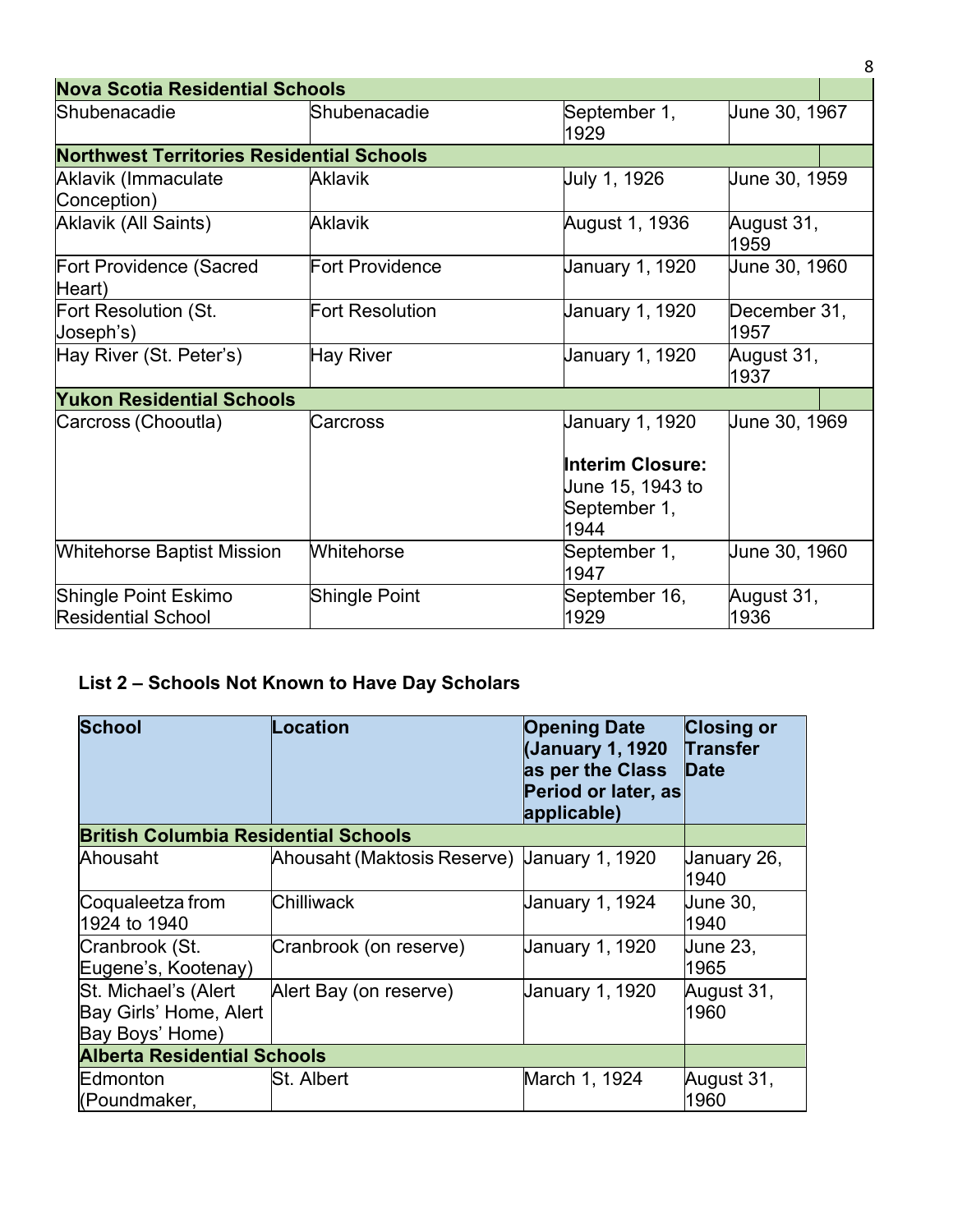| | | | |
|---|---|---|---|
| **Nova Scotia Residential Schools** | | | |
| Shubenacadie | Shubenacadie | September 1, 1929 | June 30, 1967 |
| **Northwest Territories Residential Schools** | | | |
| Aklavik (Immaculate Conception) | Aklavik | July 1, 1926 | June 30, 1959 |
| Aklavik (All Saints) | Aklavik | August 1, 1936 | August 31, 1959 |
| Fort Providence (Sacred Heart) | Fort Providence | January 1, 1920 | June 30, 1960 |
| Fort Resolution (St. Joseph's) | Fort Resolution | January 1, 1920 | December 31, 1957 |
| Hay River (St. Peter's) | Hay River | January 1, 1920 | August 31, 1937 |
| **Yukon Residential Schools** | | | |
| Carcross (Chooutla) | Carcross | January 1, 1920<br><br>**Interim Closure:** June 15, 1943 to September 1, 1944 | June 30, 1969 |
| Whitehorse Baptist Mission | Whitehorse | September 1, 1947 | June 30, 1960 |
| Shingle Point Eskimo Residential School | Shingle Point | September 16, 1929 | August 31, 1936 |

**List 2 – Schools Not Known to Have Day Scholars**

| School | Location | Opening Date (January 1, 1920 as per the Class Period or later, as applicable) | Closing or Transfer Date |
|---|---|---|---|
| **British Columbia Residential Schools** | | | |
| Ahousaht | Ahousaht (Maktosis Reserve) | January 1, 1920 | January 26, 1940 |
| Coqualeetza from 1924 to 1940 | Chilliwack | January 1, 1924 | June 30, 1940 |
| Cranbrook (St. Eugene's, Kootenay) | Cranbrook (on reserve) | January 1, 1920 | June 23, 1965 |
| St. Michael's (Alert Bay Girls' Home, Alert Bay Boys' Home) | Alert Bay (on reserve) | January 1, 1920 | August 31, 1960 |
| **Alberta Residential Schools** | | | |
| Edmonton (Poundmaker, | St. Albert | March 1, 1924 | August 31, 1960 |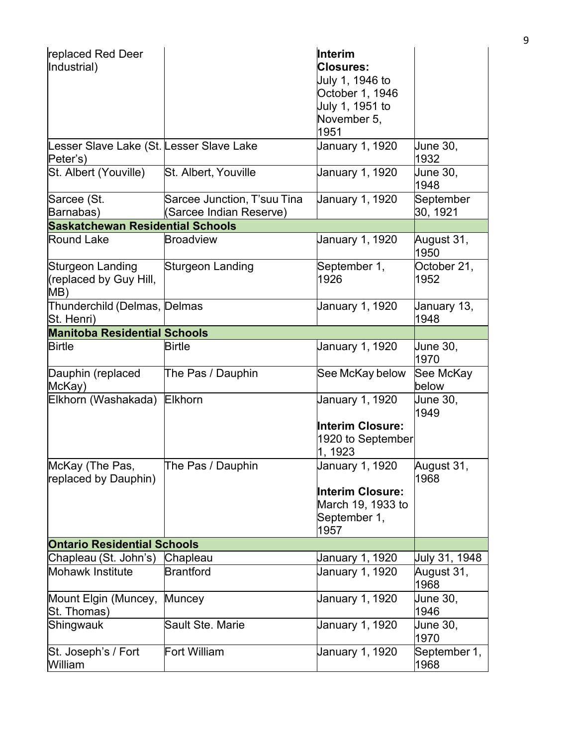| | | | |
|---|---|---|---|
| replaced Red Deer Industrial) | | **Interim Closures:** July 1, 1946 to October 1, 1946 July 1, 1951 to November 5, 1951 | |
| Lesser Slave Lake (St. Peter's) | Lesser Slave Lake | January 1, 1920 | June 30, 1932 |
| St. Albert (Youville) | St. Albert, Youville | January 1, 1920 | June 30, 1948 |
| Sarcee (St. Barnabas) | Sarcee Junction, T'suu Tina (Sarcee Indian Reserve) | January 1, 1920 | September 30, 1921 |
| **Saskatchewan Residential Schools** | | | |
| Round Lake | Broadview | January 1, 1920 | August 31, 1950 |
| Sturgeon Landing (replaced by Guy Hill, MB) | Sturgeon Landing | September 1, 1926 | October 21, 1952 |
| Thunderchild (Delmas, St. Henri) | Delmas | January 1, 1920 | January 13, 1948 |
| **Manitoba Residential Schools** | | | |
| Birtle | Birtle | January 1, 1920 | June 30, 1970 |
| Dauphin (replaced McKay) | The Pas / Dauphin | See McKay below | See McKay below |
| Elkhorn (Washakada) | Elkhorn | January 1, 1920 **Interim Closure:** 1920 to September 1, 1923 | June 30, 1949 |
| McKay (The Pas, replaced by Dauphin) | The Pas / Dauphin | January 1, 1920 **Interim Closure:** March 19, 1933 to September 1, 1957 | August 31, 1968 |
| **Ontario Residential Schools** | | | |
| Chapleau (St. John's) | Chapleau | January 1, 1920 | July 31, 1948 |
| Mohawk Institute | Brantford | January 1, 1920 | August 31, 1968 |
| Mount Elgin (Muncey, St. Thomas) | Muncey | January 1, 1920 | June 30, 1946 |
| Shingwauk | Sault Ste. Marie | January 1, 1920 | June 30, 1970 |
| St. Joseph's / Fort William | Fort William | January 1, 1920 | September 1, 1968 |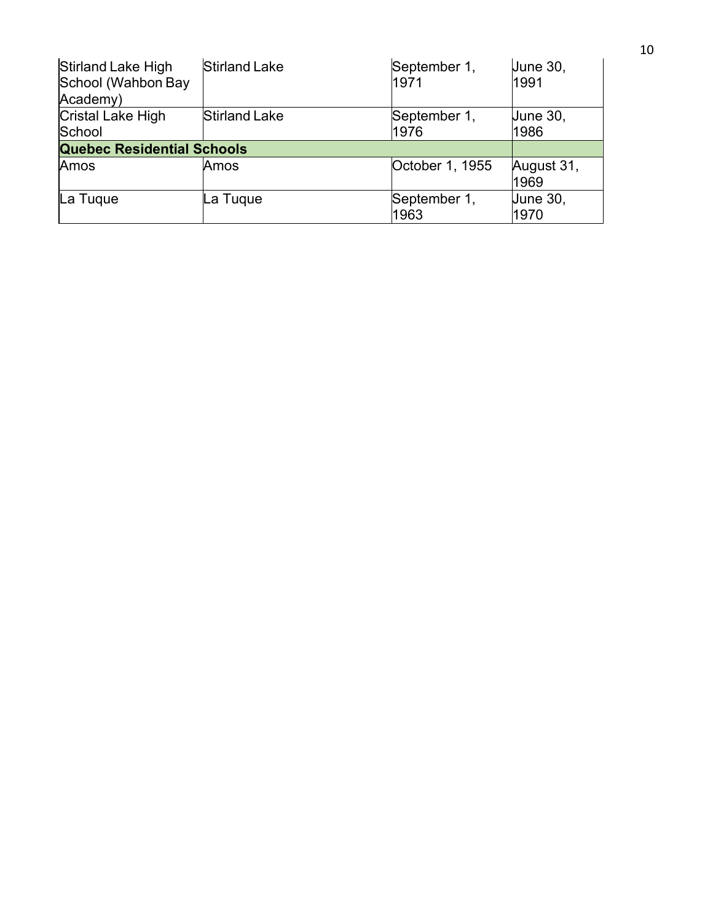| | | | |
|---|---|---|---|
| Stirland Lake High School (Wahbon Bay Academy) | Stirland Lake | September 1, 1971 | June 30, 1991 |
| Cristal Lake High School | Stirland Lake | September 1, 1976 | June 30, 1986 |
| **Quebec Residential Schools** | | | |
| Amos | Amos | October 1, 1955 | August 31, 1969 |
| La Tuque | La Tuque | September 1, 1963 | June 30, 1970 |